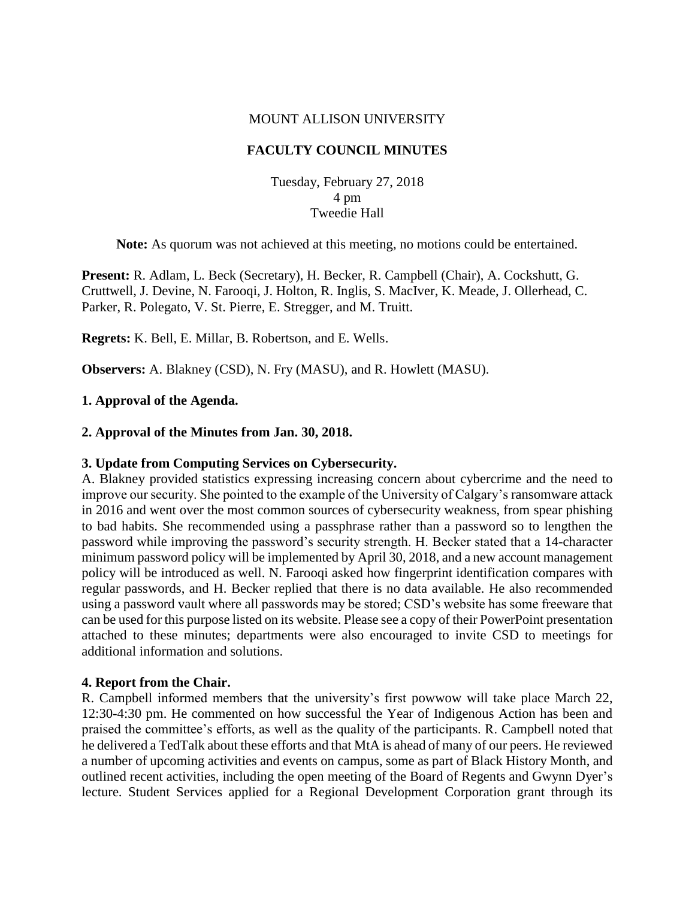MOUNT ALLISON UNIVERSITY

**FACULTY COUNCIL MINUTES**

Tuesday, February 27, 2018
4 pm
Tweedie Hall

**Note:** As quorum was not achieved at this meeting, no motions could be entertained.

**Present:** R. Adlam, L. Beck (Secretary), H. Becker, R. Campbell (Chair), A. Cockshutt, G. Cruttwell, J. Devine, N. Farooqi, J. Holton, R. Inglis, S. MacIver, K. Meade, J. Ollerhead, C. Parker, R. Polegato, V. St. Pierre, E. Stregger, and M. Truitt.

**Regrets:** K. Bell, E. Millar, B. Robertson, and E. Wells.

**Observers:** A. Blakney (CSD), N. Fry (MASU), and R. Howlett (MASU).

**1. Approval of the Agenda.**

**2. Approval of the Minutes from Jan. 30, 2018.**

**3. Update from Computing Services on Cybersecurity.**
A. Blakney provided statistics expressing increasing concern about cybercrime and the need to improve our security. She pointed to the example of the University of Calgary's ransomware attack in 2016 and went over the most common sources of cybersecurity weakness, from spear phishing to bad habits. She recommended using a passphrase rather than a password so to lengthen the password while improving the password's security strength. H. Becker stated that a 14-character minimum password policy will be implemented by April 30, 2018, and a new account management policy will be introduced as well. N. Farooqi asked how fingerprint identification compares with regular passwords, and H. Becker replied that there is no data available. He also recommended using a password vault where all passwords may be stored; CSD's website has some freeware that can be used for this purpose listed on its website. Please see a copy of their PowerPoint presentation attached to these minutes; departments were also encouraged to invite CSD to meetings for additional information and solutions.

**4. Report from the Chair.**
R. Campbell informed members that the university's first powwow will take place March 22, 12:30-4:30 pm. He commented on how successful the Year of Indigenous Action has been and praised the committee's efforts, as well as the quality of the participants. R. Campbell noted that he delivered a TedTalk about these efforts and that MtA is ahead of many of our peers. He reviewed a number of upcoming activities and events on campus, some as part of Black History Month, and outlined recent activities, including the open meeting of the Board of Regents and Gwynn Dyer's lecture. Student Services applied for a Regional Development Corporation grant through its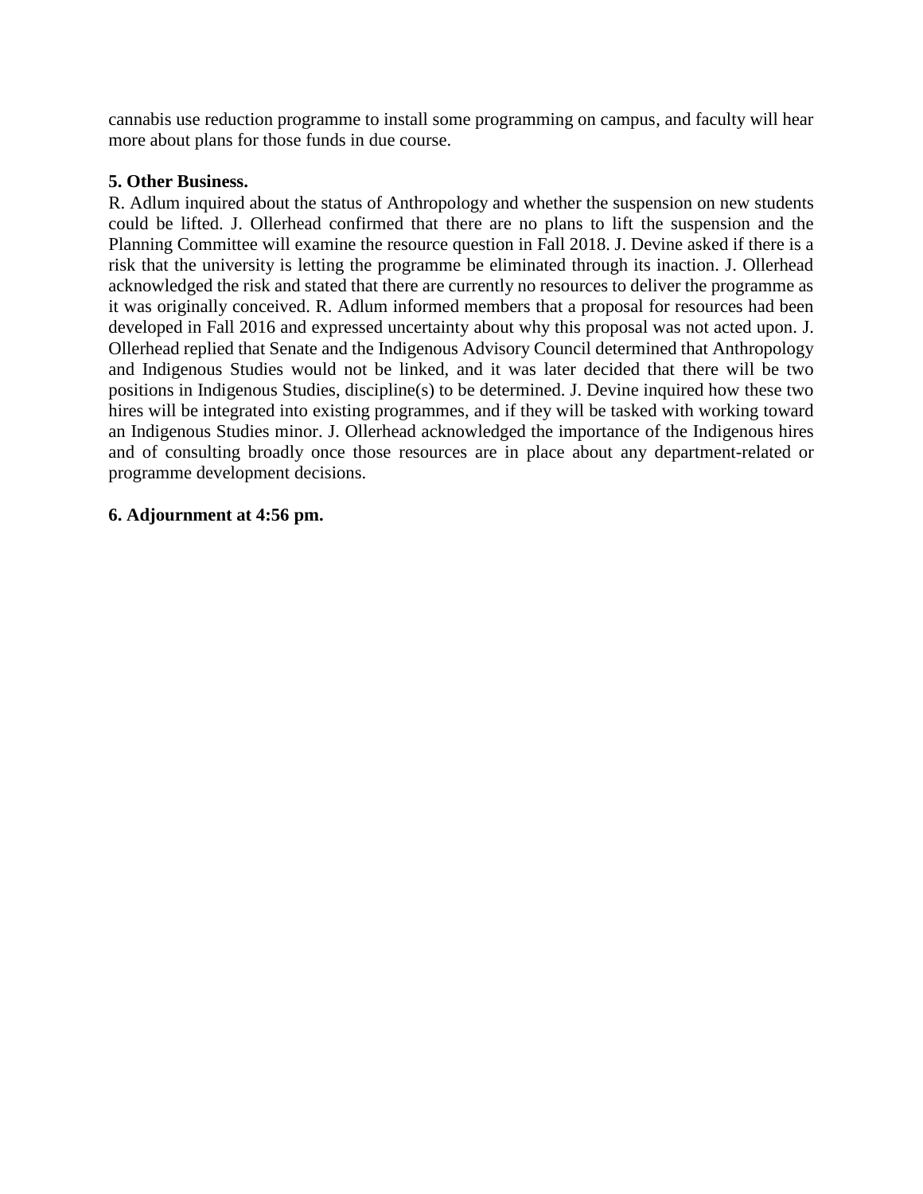cannabis use reduction programme to install some programming on campus, and faculty will hear more about plans for those funds in due course.

**5. Other Business.**

R. Adlum inquired about the status of Anthropology and whether the suspension on new students could be lifted. J. Ollerhead confirmed that there are no plans to lift the suspension and the Planning Committee will examine the resource question in Fall 2018. J. Devine asked if there is a risk that the university is letting the programme be eliminated through its inaction. J. Ollerhead acknowledged the risk and stated that there are currently no resources to deliver the programme as it was originally conceived. R. Adlum informed members that a proposal for resources had been developed in Fall 2016 and expressed uncertainty about why this proposal was not acted upon. J. Ollerhead replied that Senate and the Indigenous Advisory Council determined that Anthropology and Indigenous Studies would not be linked, and it was later decided that there will be two positions in Indigenous Studies, discipline(s) to be determined. J. Devine inquired how these two hires will be integrated into existing programmes, and if they will be tasked with working toward an Indigenous Studies minor. J. Ollerhead acknowledged the importance of the Indigenous hires and of consulting broadly once those resources are in place about any department-related or programme development decisions.

**6. Adjournment at 4:56 pm.**